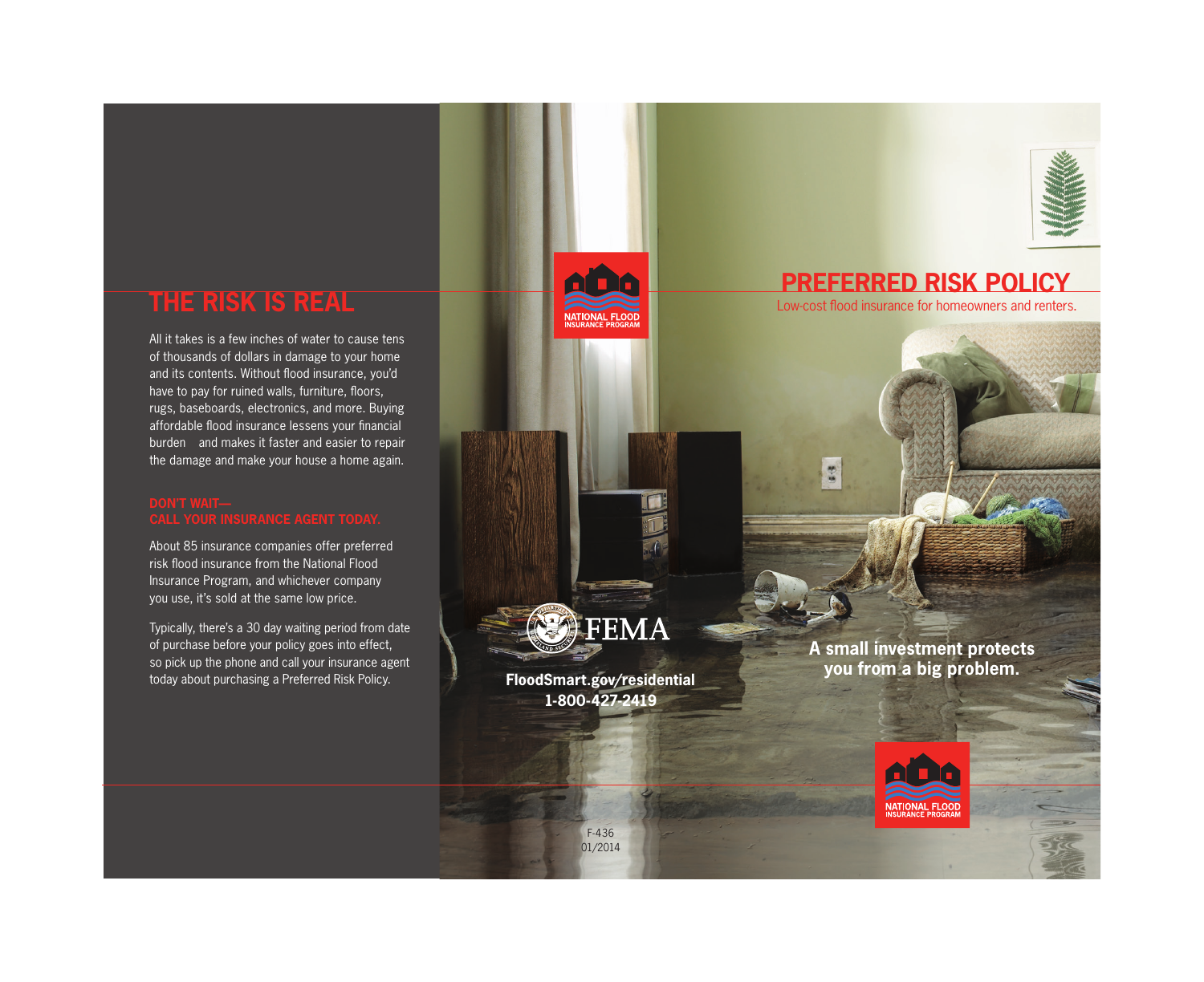## THE RISK IS REAL

All it takes is a few inches of water to cause tens of thousands of dollars in damage to your home and its contents. Without flood insurance, you'd have to pay for ruined walls, furniture, floors, rugs, baseboards, electronics, and more. Buying affordable flood insurance lessens your financial burden and makes it faster and easier to repair the damage and make your house a home again.

### DON'T WAIT— CALL YOUR INSURANCE AGENT TODAY.

About 85 insurance companies offer preferred risk flood insurance from the National Flood Insurance Program, and whichever company you use, it's sold at the same low price.

Typically, there's a 30 day waiting period from date of purchase before your policy goes into effect, so pick up the phone and call your insurance agent today about purchasing a Preferred Risk Policy.

NATIONAL FLOOD INSURANCE PROGRAM

FEMA

**FloodSmart.gov/residential**
**1-800-427-2419**

F-436
01/2014

# PREFERRED RISK POLICY

Low-cost flood insurance for homeowners and renters.

**A small investment protects you from a big problem.**

NATIONAL FLOOD INSURANCE PROGRAM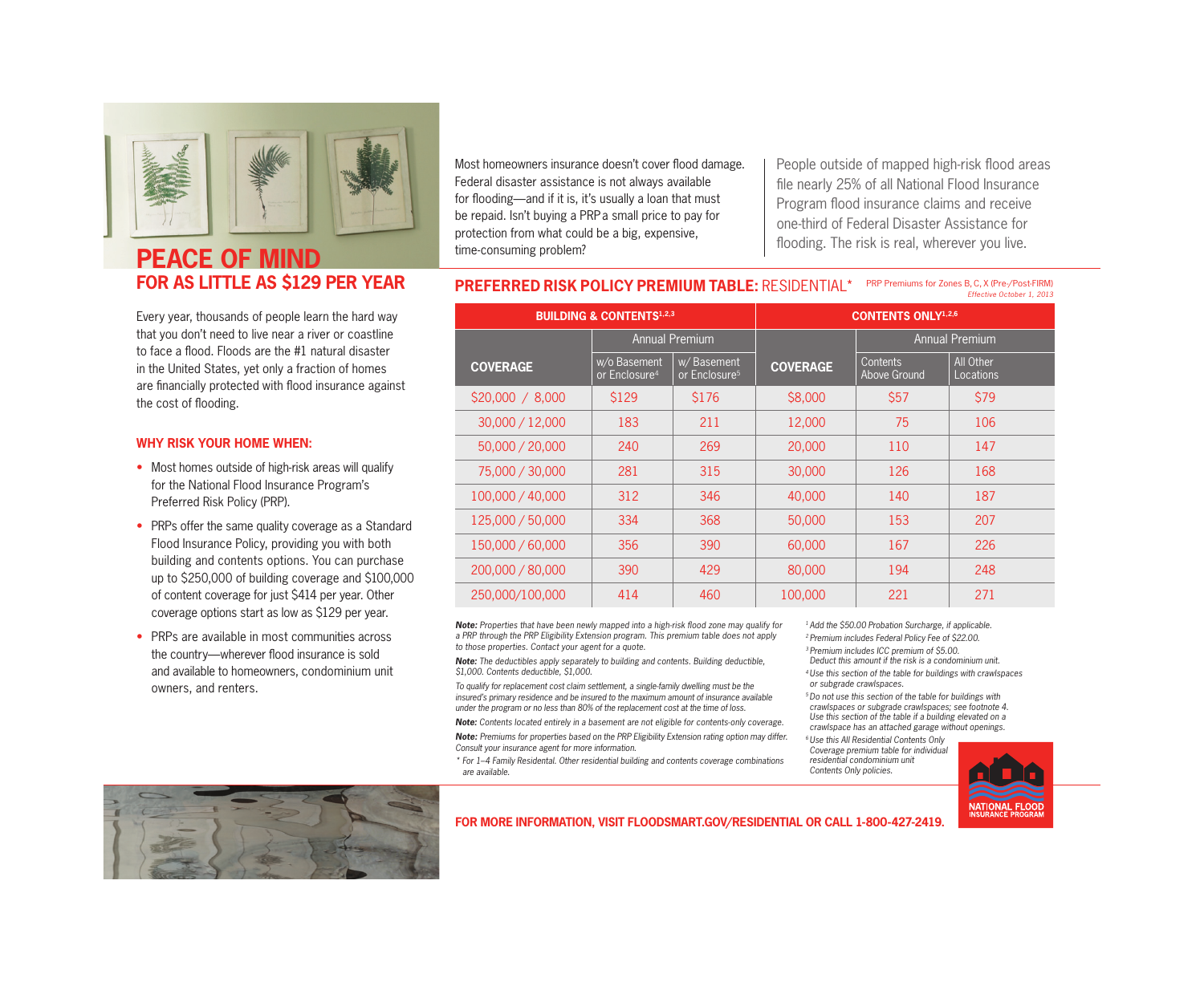# PEACE OF MIND

## FOR AS LITTLE AS $129 PER YEAR

Every year, thousands of people learn the hard way that you don't need to live near a river or coastline to face a flood. Floods are the #1 natural disaster in the United States, yet only a fraction of homes are financially protected with flood insurance against the cost of flooding.

### WHY RISK YOUR HOME WHEN:

- Most homes outside of high-risk areas will qualify for the National Flood Insurance Program's Preferred Risk Policy (PRP).
- PRPs offer the same quality coverage as a Standard Flood Insurance Policy, providing you with both building and contents options. You can purchase up to $250,000 of building coverage and $100,000 of content coverage for just $414 per year. Other coverage options start as low as $129 per year.
- PRPs are available in most communities across the country—wherever flood insurance is sold and available to homeowners, condominium unit owners, and renters.

Most homeowners insurance doesn't cover flood damage. Federal disaster assistance is not always available for flooding—and if it is, it's usually a loan that must be repaid. Isn't buying a PRP a small price to pay for protection from what could be a big, expensive, time-consuming problem?

People outside of mapped high-risk flood areas file nearly 25% of all National Flood Insurance Program flood insurance claims and receive one-third of Federal Disaster Assistance for flooding. The risk is real, wherever you live.

## PREFERRED RISK POLICY PREMIUM TABLE: RESIDENTIAL*

PRP Premiums for Zones B, C, X (Pre-/Post-FIRM)
*Effective October 1, 2013*

| BUILDING & CONTENTS[1,2,3] | | | CONTENTS ONLY[1,2,6] | | |
|---|---|---|---|---|---|
| COVERAGE | Annual Premium: w/o Basement or Enclosure[4] | Annual Premium: w/ Basement or Enclosure[5] | COVERAGE | Annual Premium: Contents Above Ground | Annual Premium: All Other Locations |
| $20,000 / 8,000 | $129 | $176 | $8,000 | $57 | $79 |
| 30,000 / 12,000 | 183 | 211 | 12,000 | 75 | 106 |
| 50,000 / 20,000 | 240 | 269 | 20,000 | 110 | 147 |
| 75,000 / 30,000 | 281 | 315 | 30,000 | 126 | 168 |
| 100,000 / 40,000 | 312 | 346 | 40,000 | 140 | 187 |
| 125,000 / 50,000 | 334 | 368 | 50,000 | 153 | 207 |
| 150,000 / 60,000 | 356 | 390 | 60,000 | 167 | 226 |
| 200,000 / 80,000 | 390 | 429 | 80,000 | 194 | 248 |
| 250,000/100,000 | 414 | 460 | 100,000 | 221 | 271 |

***Note:*** *Properties that have been newly mapped into a high-risk flood zone may qualify for a PRP through the PRP Eligibility Extension program. This premium table does not apply to those properties. Contact your agent for a quote.*

***Note:*** *The deductibles apply separately to building and contents. Building deductible, $1,000. Contents deductible, $1,000.*

*To qualify for replacement cost claim settlement, a single-family dwelling must be the insured's primary residence and be insured to the maximum amount of insurance available under the program or no less than 80% of the replacement cost at the time of loss.*

***Note:*** *Contents located entirely in a basement are not eligible for contents-only coverage.*

***Note:*** *Premiums for properties based on the PRP Eligibility Extension rating option may differ. Consult your insurance agent for more information.*

*\* For 1–4 Family Residental. Other residential building and contents coverage combinations are available.*

*[1] Add the $50.00 Probation Surcharge, if applicable.*

*[2] Premium includes Federal Policy Fee of $22.00.*

*[3] Premium includes ICC premium of $5.00. Deduct this amount if the risk is a condominium unit.*

*[4] Use this section of the table for buildings with crawlspaces or subgrade crawlspaces.*

*[5] Do not use this section of the table for buildings with crawlspaces or subgrade crawlspaces; see footnote 4. Use this section of the table if a building elevated on a crawlspace has an attached garage without openings.*

*[6] Use this All Residential Contents Only Coverage premium table for individual residential condominium unit Contents Only policies.*

**FOR MORE INFORMATION, VISIT FLOODSMART.GOV/RESIDENTIAL OR CALL 1-800-427-2419.**

NATIONAL FLOOD INSURANCE PROGRAM